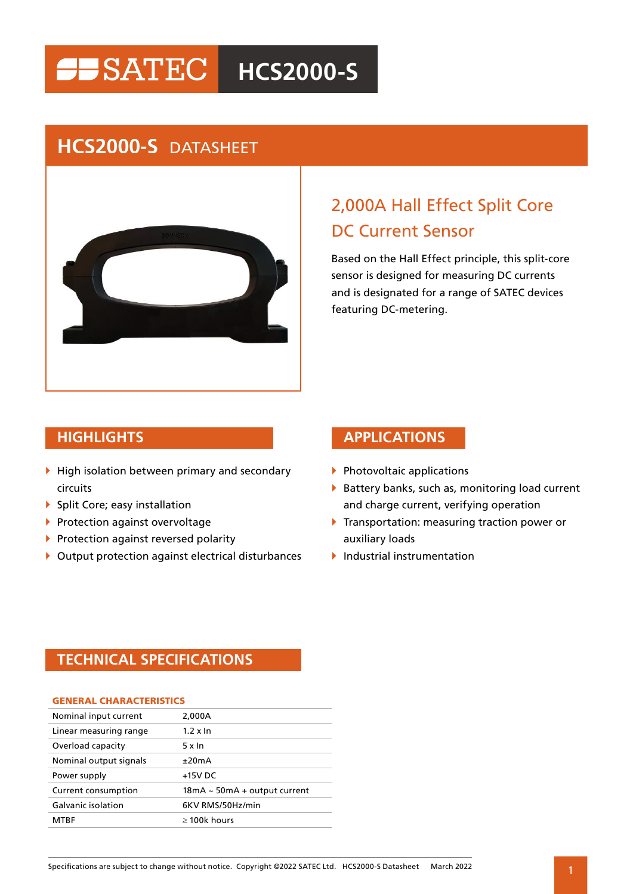# SATEC HCS2000-S

## HCS2000-S DATASHEET

### 2,000A Hall Effect Split Core DC Current Sensor

Based on the Hall Effect principle, this split-core sensor is designed for measuring DC currents and is designated for a range of SATEC devices featuring DC-metering.

## HIGHLIGHTS

- High isolation between primary and secondary circuits
- Split Core; easy installation
- Protection against overvoltage
- Protection against reversed polarity
- Output protection against electrical disturbances

## APPLICATIONS

- Photovoltaic applications
- Battery banks, such as, monitoring load current and charge current, verifying operation
- Transportation: measuring traction power or auxiliary loads
- Industrial instrumentation

## TECHNICAL SPECIFICATIONS

### GENERAL CHARACTERISTICS

| | |
|---|---|
| Nominal input current | 2,000A |
| Linear measuring range | 1.2 x In |
| Overload capacity | 5 x In |
| Nominal output signals | ±20mA |
| Power supply | +15V DC |
| Current consumption | 18mA ~ 50mA + output current |
| Galvanic isolation | 6KV RMS/50Hz/min |
| MTBF | ≥ 100k hours |

Specifications are subject to change without notice. Copyright ©2022 SATEC Ltd. HCS2000-S Datasheet March 2022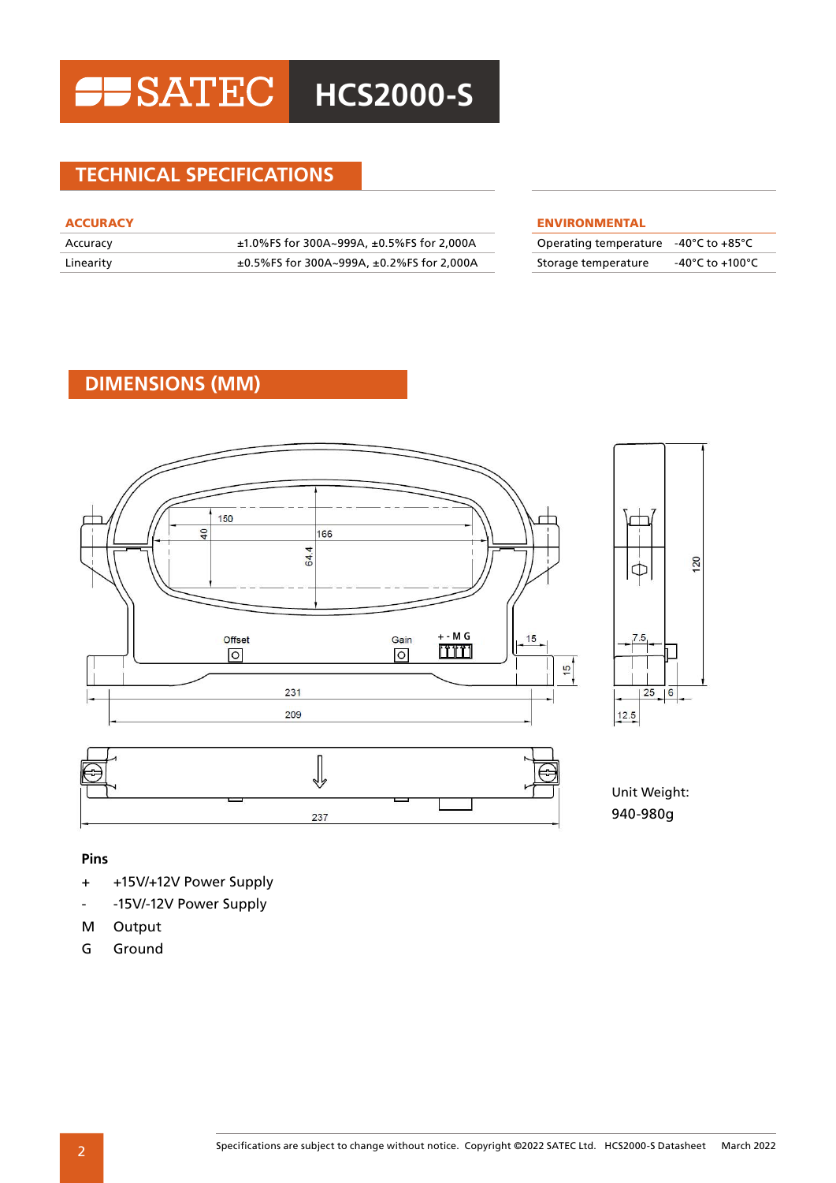# SATEC HCS2000-S

## TECHNICAL SPECIFICATIONS

### ACCURACY

| | |
|---|---|
| Accuracy | ±1.0%FS for 300A~999A, ±0.5%FS for 2,000A |
| Linearity | ±0.5%FS for 300A~999A, ±0.2%FS for 2,000A |

### ENVIRONMENTAL

| | |
|---|---|
| Operating temperature | -40°C to +85°C |
| Storage temperature | -40°C to +100°C |

## DIMENSIONS (MM)

150
166
40
64.4
Offset
Gain
+ - M G
15
15
231
209
237
7.5
120
25
6
12.5

Unit Weight:
940-980g

**Pins**

- \+ +15V/+12V Power Supply
- \- -15V/-12V Power Supply
- M Output
- G Ground

Specifications are subject to change without notice. Copyright ©2022 SATEC Ltd. HCS2000-S Datasheet March 2022